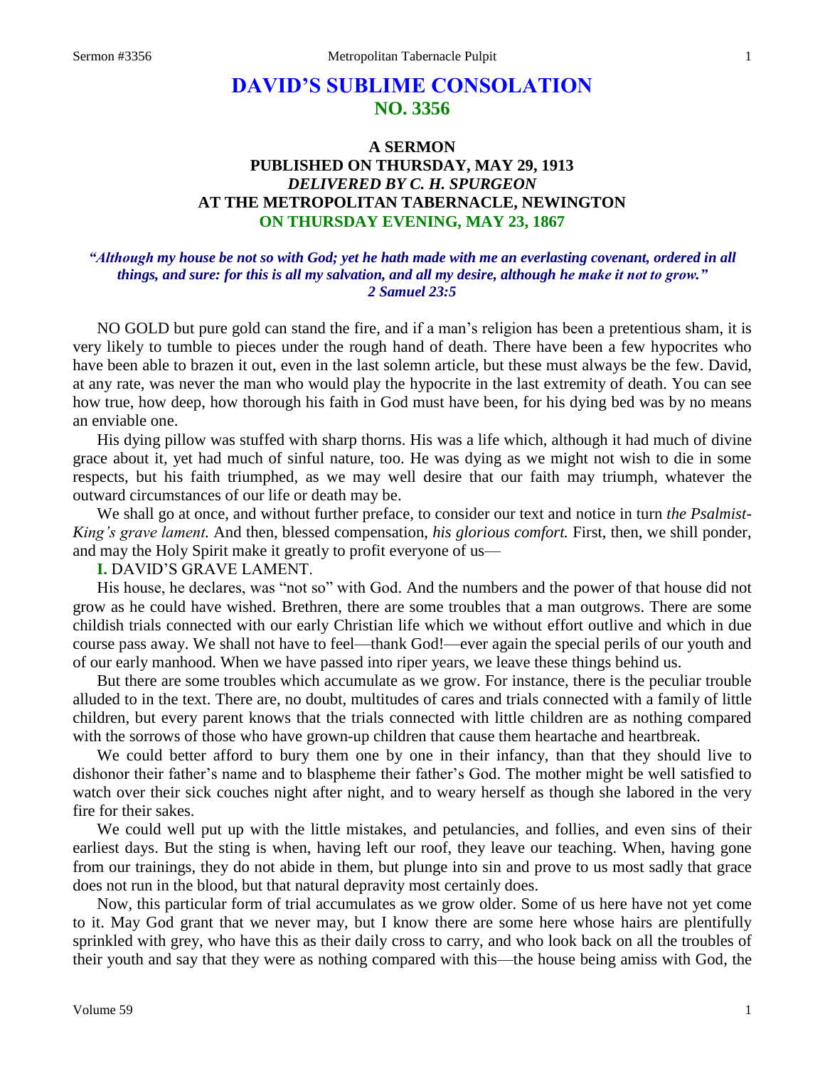# DAVID'S SUBLIME CONSOLATION
## NO. 3356

### A SERMON
### PUBLISHED ON THURSDAY, MAY 29, 1913
### *DELIVERED BY C. H. SPURGEON*
### AT THE METROPOLITAN TABERNACLE, NEWINGTON
### ON THURSDAY EVENING, MAY 23, 1867

***"Although my house be not so with God; yet he hath made with me an everlasting covenant, ordered in all things, and sure: for this is all my salvation, and all my desire, although he make it not to grow." 2 Samuel 23:5***

NO GOLD but pure gold can stand the fire, and if a man's religion has been a pretentious sham, it is very likely to tumble to pieces under the rough hand of death. There have been a few hypocrites who have been able to brazen it out, even in the last solemn article, but these must always be the few. David, at any rate, was never the man who would play the hypocrite in the last extremity of death. You can see how true, how deep, how thorough his faith in God must have been, for his dying bed was by no means an enviable one.

His dying pillow was stuffed with sharp thorns. His was a life which, although it had much of divine grace about it, yet had much of sinful nature, too. He was dying as we might not wish to die in some respects, but his faith triumphed, as we may well desire that our faith may triumph, whatever the outward circumstances of our life or death may be.

We shall go at once, and without further preface, to consider our text and notice in turn *the Psalmist-King's grave lament.* And then, blessed compensation, *his glorious comfort.* First, then, we shill ponder, and may the Holy Spirit make it greatly to profit everyone of us—

**I.** DAVID'S GRAVE LAMENT.

His house, he declares, was "not so" with God. And the numbers and the power of that house did not grow as he could have wished. Brethren, there are some troubles that a man outgrows. There are some childish trials connected with our early Christian life which we without effort outlive and which in due course pass away. We shall not have to feel—thank God!—ever again the special perils of our youth and of our early manhood. When we have passed into riper years, we leave these things behind us.

But there are some troubles which accumulate as we grow. For instance, there is the peculiar trouble alluded to in the text. There are, no doubt, multitudes of cares and trials connected with a family of little children, but every parent knows that the trials connected with little children are as nothing compared with the sorrows of those who have grown-up children that cause them heartache and heartbreak.

We could better afford to bury them one by one in their infancy, than that they should live to dishonor their father's name and to blaspheme their father's God. The mother might be well satisfied to watch over their sick couches night after night, and to weary herself as though she labored in the very fire for their sakes.

We could well put up with the little mistakes, and petulancies, and follies, and even sins of their earliest days. But the sting is when, having left our roof, they leave our teaching. When, having gone from our trainings, they do not abide in them, but plunge into sin and prove to us most sadly that grace does not run in the blood, but that natural depravity most certainly does.

Now, this particular form of trial accumulates as we grow older. Some of us here have not yet come to it. May God grant that we never may, but I know there are some here whose hairs are plentifully sprinkled with grey, who have this as their daily cross to carry, and who look back on all the troubles of their youth and say that they were as nothing compared with this—the house being amiss with God, the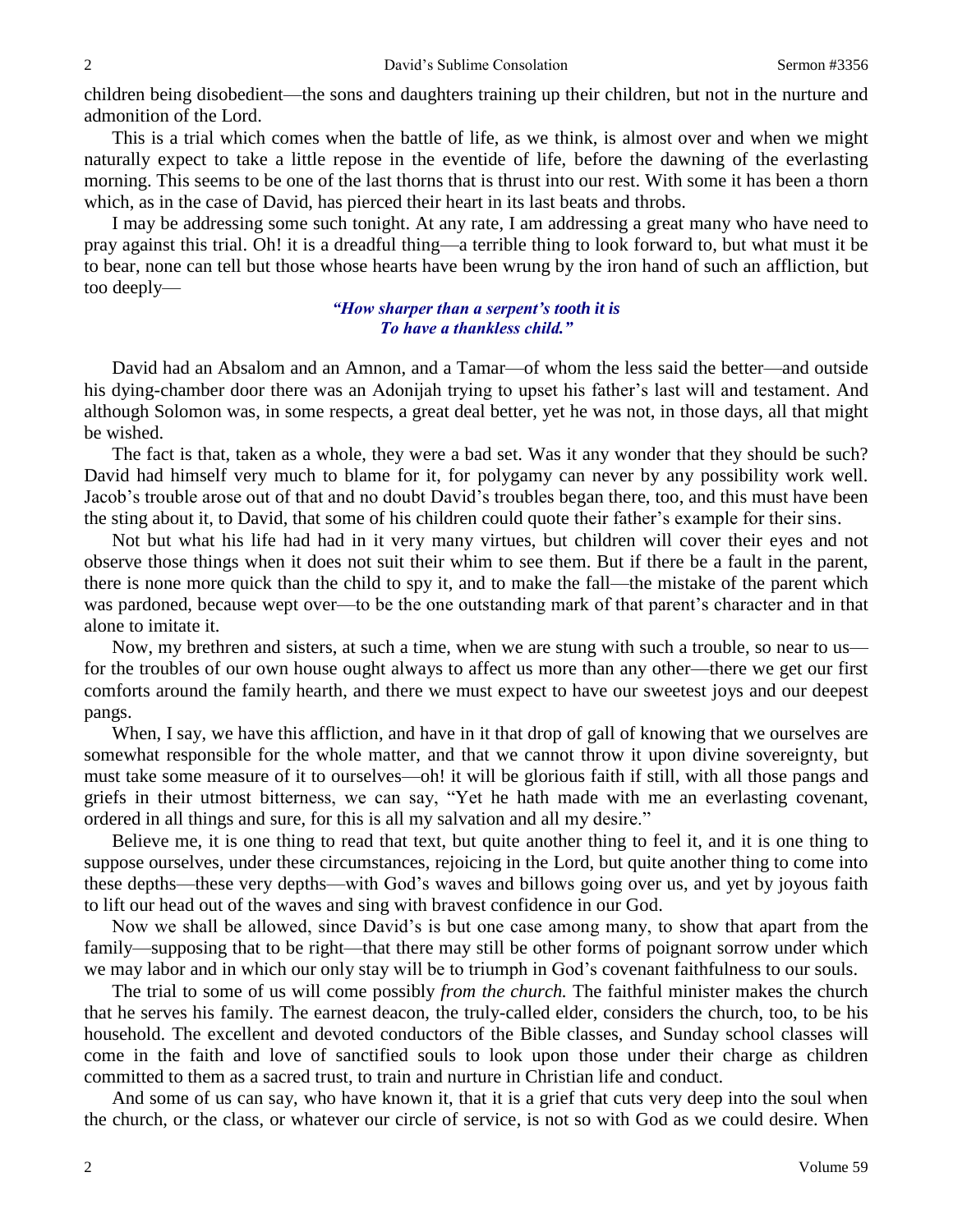children being disobedient—the sons and daughters training up their children, but not in the nurture and admonition of the Lord.

This is a trial which comes when the battle of life, as we think, is almost over and when we might naturally expect to take a little repose in the eventide of life, before the dawning of the everlasting morning. This seems to be one of the last thorns that is thrust into our rest. With some it has been a thorn which, as in the case of David, has pierced their heart in its last beats and throbs.

I may be addressing some such tonight. At any rate, I am addressing a great many who have need to pray against this trial. Oh! it is a dreadful thing—a terrible thing to look forward to, but what must it be to bear, none can tell but those whose hearts have been wrung by the iron hand of such an affliction, but too deeply—

> *"How sharper than a serpent's tooth it is*
> *To have a thankless child."*

David had an Absalom and an Amnon, and a Tamar—of whom the less said the better—and outside his dying-chamber door there was an Adonijah trying to upset his father's last will and testament. And although Solomon was, in some respects, a great deal better, yet he was not, in those days, all that might be wished.

The fact is that, taken as a whole, they were a bad set. Was it any wonder that they should be such? David had himself very much to blame for it, for polygamy can never by any possibility work well. Jacob's trouble arose out of that and no doubt David's troubles began there, too, and this must have been the sting about it, to David, that some of his children could quote their father's example for their sins.

Not but what his life had had in it very many virtues, but children will cover their eyes and not observe those things when it does not suit their whim to see them. But if there be a fault in the parent, there is none more quick than the child to spy it, and to make the fall—the mistake of the parent which was pardoned, because wept over—to be the one outstanding mark of that parent's character and in that alone to imitate it.

Now, my brethren and sisters, at such a time, when we are stung with such a trouble, so near to us—for the troubles of our own house ought always to affect us more than any other—there we get our first comforts around the family hearth, and there we must expect to have our sweetest joys and our deepest pangs.

When, I say, we have this affliction, and have in it that drop of gall of knowing that we ourselves are somewhat responsible for the whole matter, and that we cannot throw it upon divine sovereignty, but must take some measure of it to ourselves—oh! it will be glorious faith if still, with all those pangs and griefs in their utmost bitterness, we can say, "Yet he hath made with me an everlasting covenant, ordered in all things and sure, for this is all my salvation and all my desire."

Believe me, it is one thing to read that text, but quite another thing to feel it, and it is one thing to suppose ourselves, under these circumstances, rejoicing in the Lord, but quite another thing to come into these depths—these very depths—with God's waves and billows going over us, and yet by joyous faith to lift our head out of the waves and sing with bravest confidence in our God.

Now we shall be allowed, since David's is but one case among many, to show that apart from the family—supposing that to be right—that there may still be other forms of poignant sorrow under which we may labor and in which our only stay will be to triumph in God's covenant faithfulness to our souls.

The trial to some of us will come possibly *from the church.* The faithful minister makes the church that he serves his family. The earnest deacon, the truly-called elder, considers the church, too, to be his household. The excellent and devoted conductors of the Bible classes, and Sunday school classes will come in the faith and love of sanctified souls to look upon those under their charge as children committed to them as a sacred trust, to train and nurture in Christian life and conduct.

And some of us can say, who have known it, that it is a grief that cuts very deep into the soul when the church, or the class, or whatever our circle of service, is not so with God as we could desire. When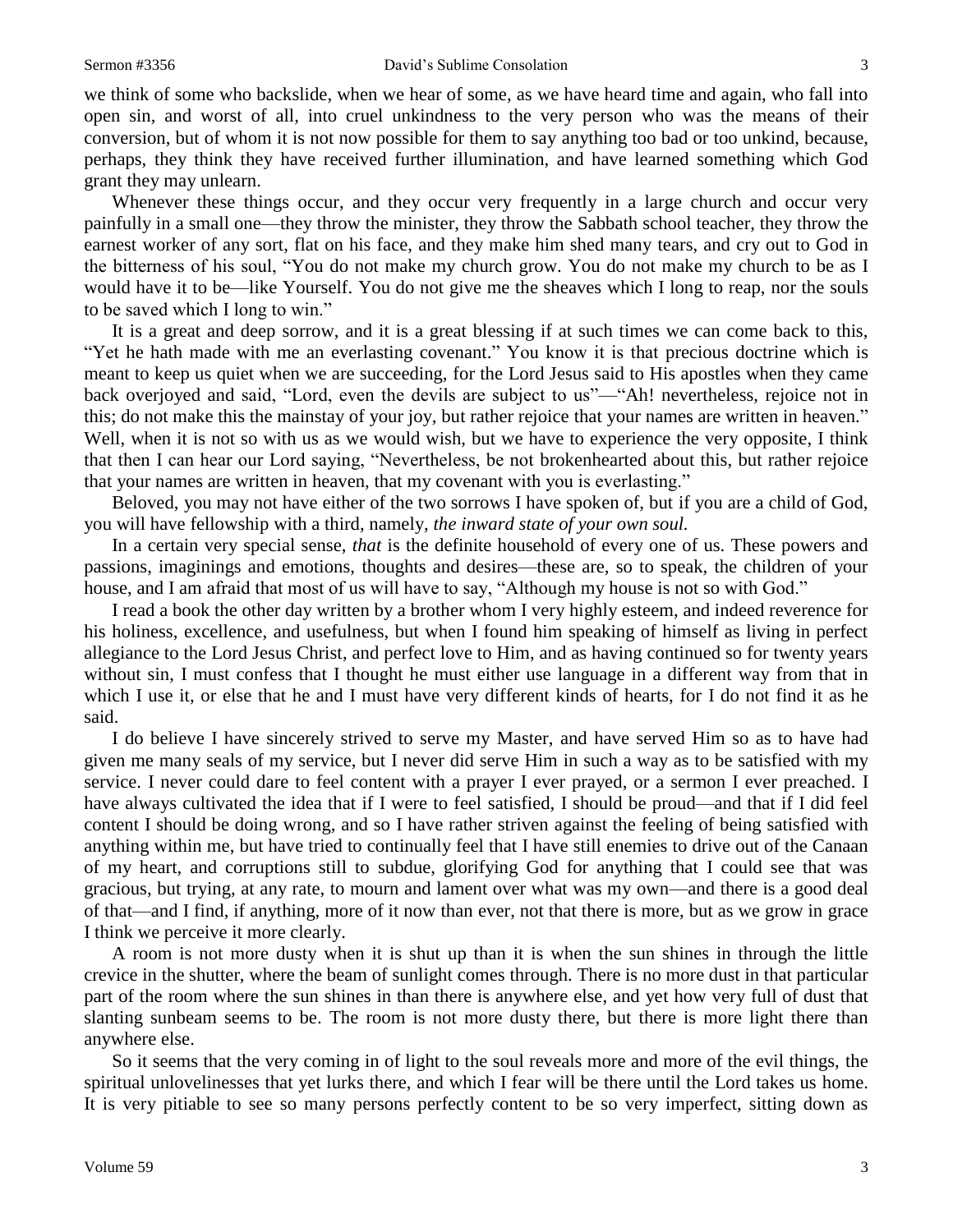we think of some who backslide, when we hear of some, as we have heard time and again, who fall into open sin, and worst of all, into cruel unkindness to the very person who was the means of their conversion, but of whom it is not now possible for them to say anything too bad or too unkind, because, perhaps, they think they have received further illumination, and have learned something which God grant they may unlearn.

Whenever these things occur, and they occur very frequently in a large church and occur very painfully in a small one—they throw the minister, they throw the Sabbath school teacher, they throw the earnest worker of any sort, flat on his face, and they make him shed many tears, and cry out to God in the bitterness of his soul, "You do not make my church grow. You do not make my church to be as I would have it to be—like Yourself. You do not give me the sheaves which I long to reap, nor the souls to be saved which I long to win."

It is a great and deep sorrow, and it is a great blessing if at such times we can come back to this, "Yet he hath made with me an everlasting covenant." You know it is that precious doctrine which is meant to keep us quiet when we are succeeding, for the Lord Jesus said to His apostles when they came back overjoyed and said, "Lord, even the devils are subject to us"—"Ah! nevertheless, rejoice not in this; do not make this the mainstay of your joy, but rather rejoice that your names are written in heaven." Well, when it is not so with us as we would wish, but we have to experience the very opposite, I think that then I can hear our Lord saying, "Nevertheless, be not brokenhearted about this, but rather rejoice that your names are written in heaven, that my covenant with you is everlasting."

Beloved, you may not have either of the two sorrows I have spoken of, but if you are a child of God, you will have fellowship with a third, namely, *the inward state of your own soul*.

In a certain very special sense, *that* is the definite household of every one of us. These powers and passions, imaginings and emotions, thoughts and desires—these are, so to speak, the children of your house, and I am afraid that most of us will have to say, "Although my house is not so with God."

I read a book the other day written by a brother whom I very highly esteem, and indeed reverence for his holiness, excellence, and usefulness, but when I found him speaking of himself as living in perfect allegiance to the Lord Jesus Christ, and perfect love to Him, and as having continued so for twenty years without sin, I must confess that I thought he must either use language in a different way from that in which I use it, or else that he and I must have very different kinds of hearts, for I do not find it as he said.

I do believe I have sincerely strived to serve my Master, and have served Him so as to have had given me many seals of my service, but I never did serve Him in such a way as to be satisfied with my service. I never could dare to feel content with a prayer I ever prayed, or a sermon I ever preached. I have always cultivated the idea that if I were to feel satisfied, I should be proud—and that if I did feel content I should be doing wrong, and so I have rather striven against the feeling of being satisfied with anything within me, but have tried to continually feel that I have still enemies to drive out of the Canaan of my heart, and corruptions still to subdue, glorifying God for anything that I could see that was gracious, but trying, at any rate, to mourn and lament over what was my own—and there is a good deal of that—and I find, if anything, more of it now than ever, not that there is more, but as we grow in grace I think we perceive it more clearly.

A room is not more dusty when it is shut up than it is when the sun shines in through the little crevice in the shutter, where the beam of sunlight comes through. There is no more dust in that particular part of the room where the sun shines in than there is anywhere else, and yet how very full of dust that slanting sunbeam seems to be. The room is not more dusty there, but there is more light there than anywhere else.

So it seems that the very coming in of light to the soul reveals more and more of the evil things, the spiritual unlovelinesses that yet lurks there, and which I fear will be there until the Lord takes us home. It is very pitiable to see so many persons perfectly content to be so very imperfect, sitting down as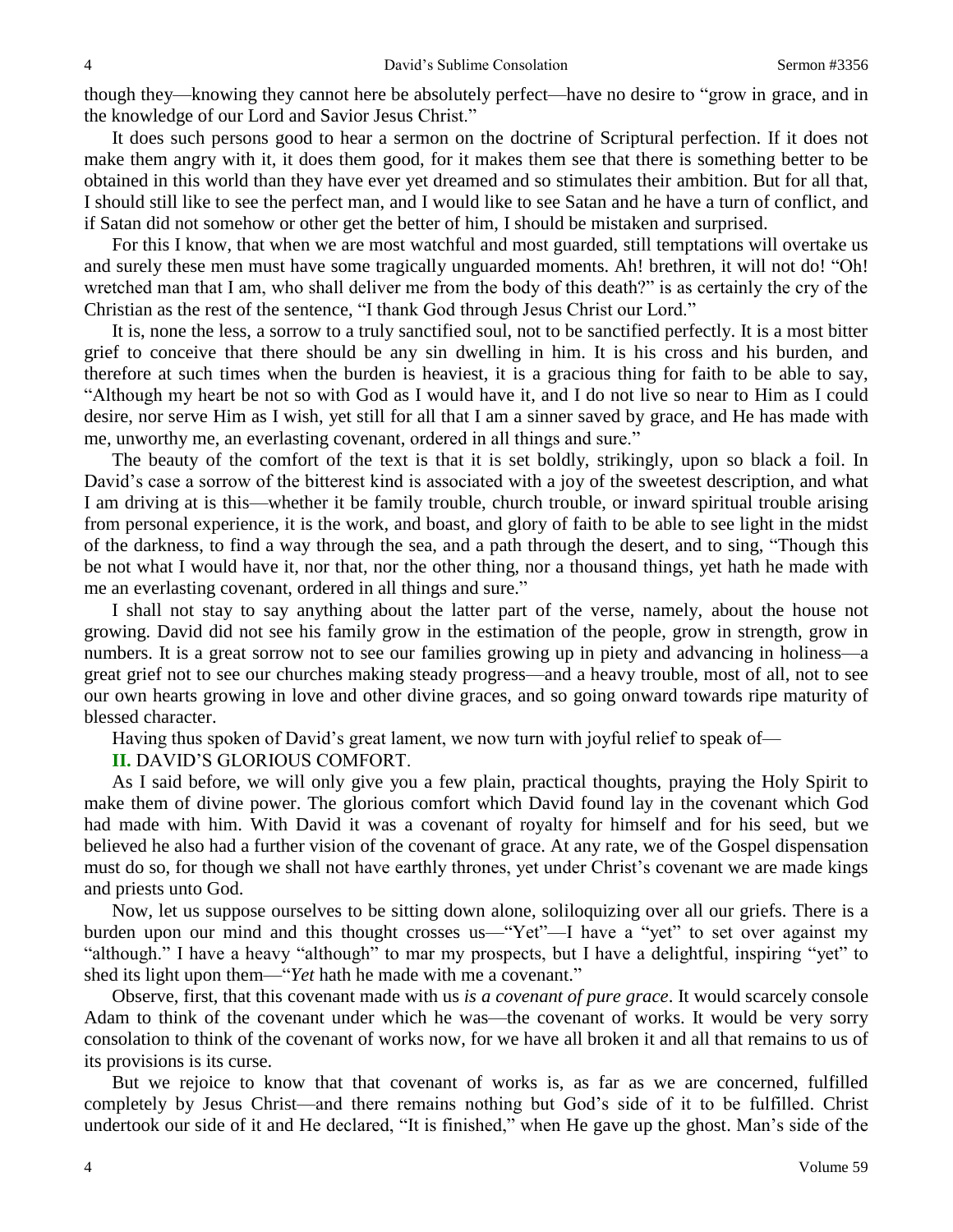though they—knowing they cannot here be absolutely perfect—have no desire to "grow in grace, and in the knowledge of our Lord and Savior Jesus Christ."

It does such persons good to hear a sermon on the doctrine of Scriptural perfection. If it does not make them angry with it, it does them good, for it makes them see that there is something better to be obtained in this world than they have ever yet dreamed and so stimulates their ambition. But for all that, I should still like to see the perfect man, and I would like to see Satan and he have a turn of conflict, and if Satan did not somehow or other get the better of him, I should be mistaken and surprised.

For this I know, that when we are most watchful and most guarded, still temptations will overtake us and surely these men must have some tragically unguarded moments. Ah! brethren, it will not do! "Oh! wretched man that I am, who shall deliver me from the body of this death?" is as certainly the cry of the Christian as the rest of the sentence, "I thank God through Jesus Christ our Lord."

It is, none the less, a sorrow to a truly sanctified soul, not to be sanctified perfectly. It is a most bitter grief to conceive that there should be any sin dwelling in him. It is his cross and his burden, and therefore at such times when the burden is heaviest, it is a gracious thing for faith to be able to say, "Although my heart be not so with God as I would have it, and I do not live so near to Him as I could desire, nor serve Him as I wish, yet still for all that I am a sinner saved by grace, and He has made with me, unworthy me, an everlasting covenant, ordered in all things and sure."

The beauty of the comfort of the text is that it is set boldly, strikingly, upon so black a foil. In David's case a sorrow of the bitterest kind is associated with a joy of the sweetest description, and what I am driving at is this—whether it be family trouble, church trouble, or inward spiritual trouble arising from personal experience, it is the work, and boast, and glory of faith to be able to see light in the midst of the darkness, to find a way through the sea, and a path through the desert, and to sing, "Though this be not what I would have it, nor that, nor the other thing, nor a thousand things, yet hath he made with me an everlasting covenant, ordered in all things and sure."

I shall not stay to say anything about the latter part of the verse, namely, about the house not growing. David did not see his family grow in the estimation of the people, grow in strength, grow in numbers. It is a great sorrow not to see our families growing up in piety and advancing in holiness—a great grief not to see our churches making steady progress—and a heavy trouble, most of all, not to see our own hearts growing in love and other divine graces, and so going onward towards ripe maturity of blessed character.

Having thus spoken of David's great lament, we now turn with joyful relief to speak of—

**II.** DAVID'S GLORIOUS COMFORT.

As I said before, we will only give you a few plain, practical thoughts, praying the Holy Spirit to make them of divine power. The glorious comfort which David found lay in the covenant which God had made with him. With David it was a covenant of royalty for himself and for his seed, but we believed he also had a further vision of the covenant of grace. At any rate, we of the Gospel dispensation must do so, for though we shall not have earthly thrones, yet under Christ's covenant we are made kings and priests unto God.

Now, let us suppose ourselves to be sitting down alone, soliloquizing over all our griefs. There is a burden upon our mind and this thought crosses us—"Yet"—I have a "yet" to set over against my "although." I have a heavy "although" to mar my prospects, but I have a delightful, inspiring "yet" to shed its light upon them—"*Yet* hath he made with me a covenant."

Observe, first, that this covenant made with us *is a covenant of pure grace*. It would scarcely console Adam to think of the covenant under which he was—the covenant of works. It would be very sorry consolation to think of the covenant of works now, for we have all broken it and all that remains to us of its provisions is its curse.

But we rejoice to know that that covenant of works is, as far as we are concerned, fulfilled completely by Jesus Christ—and there remains nothing but God's side of it to be fulfilled. Christ undertook our side of it and He declared, "It is finished," when He gave up the ghost. Man's side of the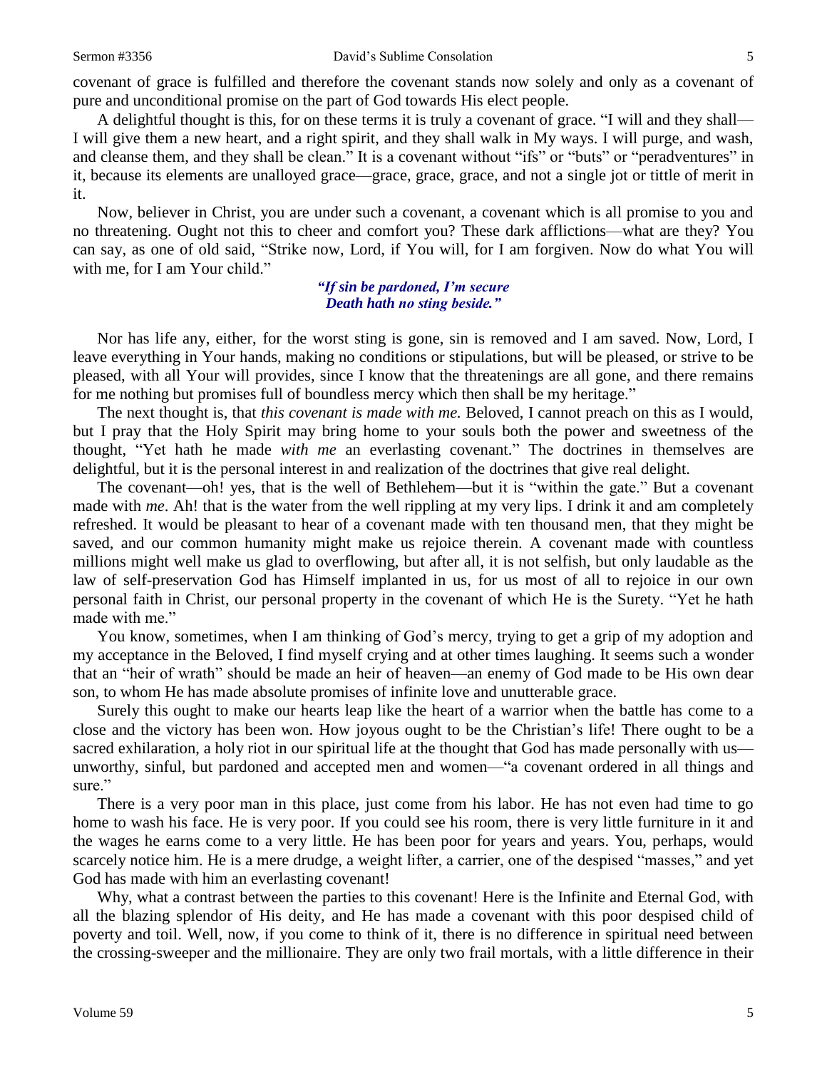covenant of grace is fulfilled and therefore the covenant stands now solely and only as a covenant of pure and unconditional promise on the part of God towards His elect people.

A delightful thought is this, for on these terms it is truly a covenant of grace. "I will and they shall—I will give them a new heart, and a right spirit, and they shall walk in My ways. I will purge, and wash, and cleanse them, and they shall be clean." It is a covenant without "ifs" or "buts" or "peradventures" in it, because its elements are unalloyed grace—grace, grace, grace, and not a single jot or tittle of merit in it.

Now, believer in Christ, you are under such a covenant, a covenant which is all promise to you and no threatening. Ought not this to cheer and comfort you? These dark afflictions—what are they? You can say, as one of old said, "Strike now, Lord, if You will, for I am forgiven. Now do what You will with me, for I am Your child."

*"If sin be pardoned, I'm secure*
*Death hath no sting beside."*

Nor has life any, either, for the worst sting is gone, sin is removed and I am saved. Now, Lord, I leave everything in Your hands, making no conditions or stipulations, but will be pleased, or strive to be pleased, with all Your will provides, since I know that the threatenings are all gone, and there remains for me nothing but promises full of boundless mercy which then shall be my heritage."

The next thought is, that *this covenant is made with me.* Beloved, I cannot preach on this as I would, but I pray that the Holy Spirit may bring home to your souls both the power and sweetness of the thought, "Yet hath he made *with me* an everlasting covenant." The doctrines in themselves are delightful, but it is the personal interest in and realization of the doctrines that give real delight.

The covenant—oh! yes, that is the well of Bethlehem—but it is "within the gate." But a covenant made with *me*. Ah! that is the water from the well rippling at my very lips. I drink it and am completely refreshed. It would be pleasant to hear of a covenant made with ten thousand men, that they might be saved, and our common humanity might make us rejoice therein. A covenant made with countless millions might well make us glad to overflowing, but after all, it is not selfish, but only laudable as the law of self-preservation God has Himself implanted in us, for us most of all to rejoice in our own personal faith in Christ, our personal property in the covenant of which He is the Surety. "Yet he hath made with me."

You know, sometimes, when I am thinking of God's mercy, trying to get a grip of my adoption and my acceptance in the Beloved, I find myself crying and at other times laughing. It seems such a wonder that an "heir of wrath" should be made an heir of heaven—an enemy of God made to be His own dear son, to whom He has made absolute promises of infinite love and unutterable grace.

Surely this ought to make our hearts leap like the heart of a warrior when the battle has come to a close and the victory has been won. How joyous ought to be the Christian's life! There ought to be a sacred exhilaration, a holy riot in our spiritual life at the thought that God has made personally with us—unworthy, sinful, but pardoned and accepted men and women—"a covenant ordered in all things and sure."

There is a very poor man in this place, just come from his labor. He has not even had time to go home to wash his face. He is very poor. If you could see his room, there is very little furniture in it and the wages he earns come to a very little. He has been poor for years and years. You, perhaps, would scarcely notice him. He is a mere drudge, a weight lifter, a carrier, one of the despised "masses," and yet God has made with him an everlasting covenant!

Why, what a contrast between the parties to this covenant! Here is the Infinite and Eternal God, with all the blazing splendor of His deity, and He has made a covenant with this poor despised child of poverty and toil. Well, now, if you come to think of it, there is no difference in spiritual need between the crossing-sweeper and the millionaire. They are only two frail mortals, with a little difference in their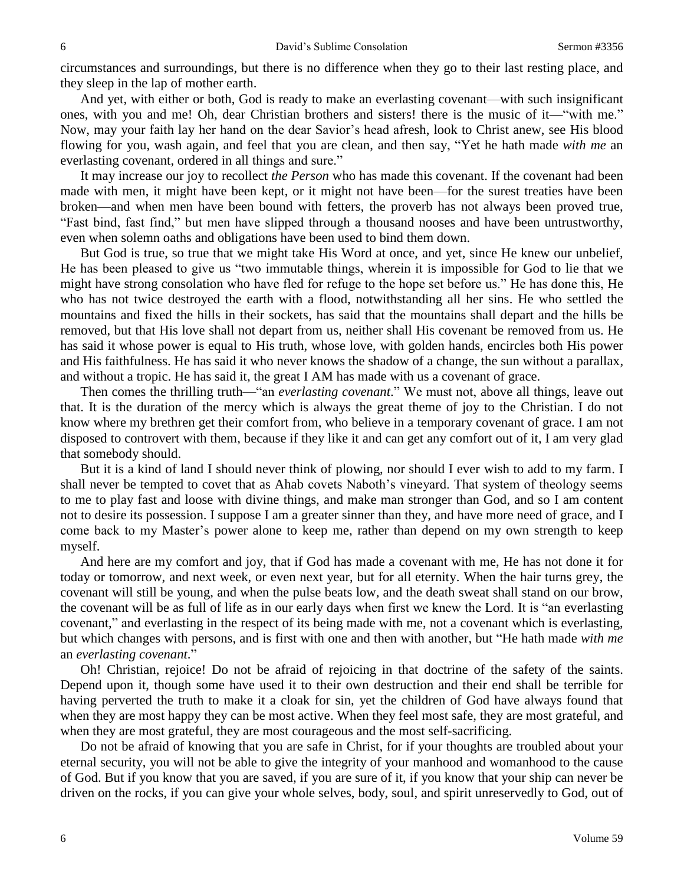circumstances and surroundings, but there is no difference when they go to their last resting place, and they sleep in the lap of mother earth.

And yet, with either or both, God is ready to make an everlasting covenant—with such insignificant ones, with you and me! Oh, dear Christian brothers and sisters! there is the music of it—"with me." Now, may your faith lay her hand on the dear Savior's head afresh, look to Christ anew, see His blood flowing for you, wash again, and feel that you are clean, and then say, "Yet he hath made *with me* an everlasting covenant, ordered in all things and sure."

It may increase our joy to recollect *the Person* who has made this covenant. If the covenant had been made with men, it might have been kept, or it might not have been—for the surest treaties have been broken—and when men have been bound with fetters, the proverb has not always been proved true, "Fast bind, fast find," but men have slipped through a thousand nooses and have been untrustworthy, even when solemn oaths and obligations have been used to bind them down.

But God is true, so true that we might take His Word at once, and yet, since He knew our unbelief, He has been pleased to give us "two immutable things, wherein it is impossible for God to lie that we might have strong consolation who have fled for refuge to the hope set before us." He has done this, He who has not twice destroyed the earth with a flood, notwithstanding all her sins. He who settled the mountains and fixed the hills in their sockets, has said that the mountains shall depart and the hills be removed, but that His love shall not depart from us, neither shall His covenant be removed from us. He has said it whose power is equal to His truth, whose love, with golden hands, encircles both His power and His faithfulness. He has said it who never knows the shadow of a change, the sun without a parallax, and without a tropic. He has said it, the great I AM has made with us a covenant of grace.

Then comes the thrilling truth—"an *everlasting covenant*." We must not, above all things, leave out that. It is the duration of the mercy which is always the great theme of joy to the Christian. I do not know where my brethren get their comfort from, who believe in a temporary covenant of grace. I am not disposed to controvert with them, because if they like it and can get any comfort out of it, I am very glad that somebody should.

But it is a kind of land I should never think of plowing, nor should I ever wish to add to my farm. I shall never be tempted to covet that as Ahab covets Naboth's vineyard. That system of theology seems to me to play fast and loose with divine things, and make man stronger than God, and so I am content not to desire its possession. I suppose I am a greater sinner than they, and have more need of grace, and I come back to my Master's power alone to keep me, rather than depend on my own strength to keep myself.

And here are my comfort and joy, that if God has made a covenant with me, He has not done it for today or tomorrow, and next week, or even next year, but for all eternity. When the hair turns grey, the covenant will still be young, and when the pulse beats low, and the death sweat shall stand on our brow, the covenant will be as full of life as in our early days when first we knew the Lord. It is "an everlasting covenant," and everlasting in the respect of its being made with me, not a covenant which is everlasting, but which changes with persons, and is first with one and then with another, but "He hath made *with me* an *everlasting covenant*."

Oh! Christian, rejoice! Do not be afraid of rejoicing in that doctrine of the safety of the saints. Depend upon it, though some have used it to their own destruction and their end shall be terrible for having perverted the truth to make it a cloak for sin, yet the children of God have always found that when they are most happy they can be most active. When they feel most safe, they are most grateful, and when they are most grateful, they are most courageous and the most self-sacrificing.

Do not be afraid of knowing that you are safe in Christ, for if your thoughts are troubled about your eternal security, you will not be able to give the integrity of your manhood and womanhood to the cause of God. But if you know that you are saved, if you are sure of it, if you know that your ship can never be driven on the rocks, if you can give your whole selves, body, soul, and spirit unreservedly to God, out of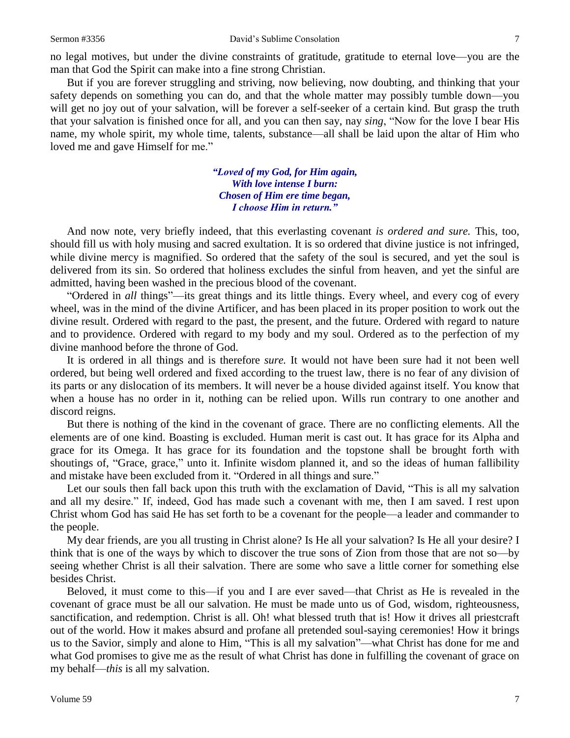no legal motives, but under the divine constraints of gratitude, gratitude to eternal love—you are the man that God the Spirit can make into a fine strong Christian.

But if you are forever struggling and striving, now believing, now doubting, and thinking that your safety depends on something you can do, and that the whole matter may possibly tumble down—you will get no joy out of your salvation, will be forever a self-seeker of a certain kind. But grasp the truth that your salvation is finished once for all, and you can then say, nay *sing*, "Now for the love I bear His name, my whole spirit, my whole time, talents, substance—all shall be laid upon the altar of Him who loved me and gave Himself for me."

> ***"Loved of my God, for Him again,***
> ***With love intense I burn:***
> ***Chosen of Him ere time began,***
> ***I choose Him in return."***

And now note, very briefly indeed, that this everlasting covenant *is ordered and sure.* This, too, should fill us with holy musing and sacred exultation. It is so ordered that divine justice is not infringed, while divine mercy is magnified. So ordered that the safety of the soul is secured, and yet the soul is delivered from its sin. So ordered that holiness excludes the sinful from heaven, and yet the sinful are admitted, having been washed in the precious blood of the covenant.

"Ordered in *all* things"—its great things and its little things. Every wheel, and every cog of every wheel, was in the mind of the divine Artificer, and has been placed in its proper position to work out the divine result. Ordered with regard to the past, the present, and the future. Ordered with regard to nature and to providence. Ordered with regard to my body and my soul. Ordered as to the perfection of my divine manhood before the throne of God.

It is ordered in all things and is therefore *sure.* It would not have been sure had it not been well ordered, but being well ordered and fixed according to the truest law, there is no fear of any division of its parts or any dislocation of its members. It will never be a house divided against itself. You know that when a house has no order in it, nothing can be relied upon. Wills run contrary to one another and discord reigns.

But there is nothing of the kind in the covenant of grace. There are no conflicting elements. All the elements are of one kind. Boasting is excluded. Human merit is cast out. It has grace for its Alpha and grace for its Omega. It has grace for its foundation and the topstone shall be brought forth with shoutings of, "Grace, grace," unto it. Infinite wisdom planned it, and so the ideas of human fallibility and mistake have been excluded from it. "Ordered in all things and sure."

Let our souls then fall back upon this truth with the exclamation of David, "This is all my salvation and all my desire." If, indeed, God has made such a covenant with me, then I am saved. I rest upon Christ whom God has said He has set forth to be a covenant for the people—a leader and commander to the people.

My dear friends, are you all trusting in Christ alone? Is He all your salvation? Is He all your desire? I think that is one of the ways by which to discover the true sons of Zion from those that are not so—by seeing whether Christ is all their salvation. There are some who save a little corner for something else besides Christ.

Beloved, it must come to this—if you and I are ever saved—that Christ as He is revealed in the covenant of grace must be all our salvation. He must be made unto us of God, wisdom, righteousness, sanctification, and redemption. Christ is all. Oh! what blessed truth that is! How it drives all priestcraft out of the world. How it makes absurd and profane all pretended soul-saying ceremonies! How it brings us to the Savior, simply and alone to Him, "This is all my salvation"—what Christ has done for me and what God promises to give me as the result of what Christ has done in fulfilling the covenant of grace on my behalf—*this* is all my salvation.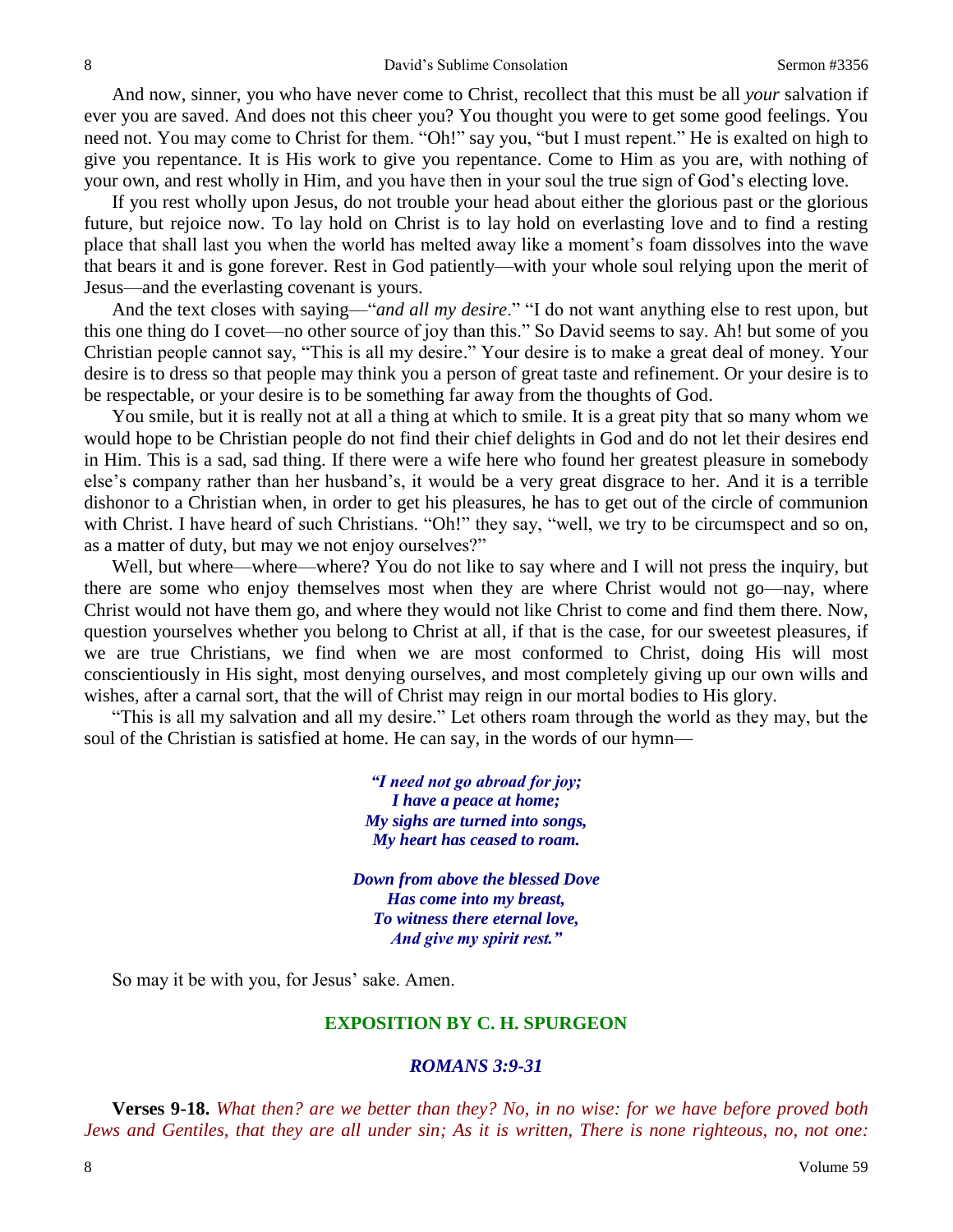And now, sinner, you who have never come to Christ, recollect that this must be all *your* salvation if ever you are saved. And does not this cheer you? You thought you were to get some good feelings. You need not. You may come to Christ for them. "Oh!" say you, "but I must repent." He is exalted on high to give you repentance. It is His work to give you repentance. Come to Him as you are, with nothing of your own, and rest wholly in Him, and you have then in your soul the true sign of God's electing love.

If you rest wholly upon Jesus, do not trouble your head about either the glorious past or the glorious future, but rejoice now. To lay hold on Christ is to lay hold on everlasting love and to find a resting place that shall last you when the world has melted away like a moment's foam dissolves into the wave that bears it and is gone forever. Rest in God patiently—with your whole soul relying upon the merit of Jesus—and the everlasting covenant is yours.

And the text closes with saying—"*and all my desire*." "I do not want anything else to rest upon, but this one thing do I covet—no other source of joy than this." So David seems to say. Ah! but some of you Christian people cannot say, "This is all my desire." Your desire is to make a great deal of money. Your desire is to dress so that people may think you a person of great taste and refinement. Or your desire is to be respectable, or your desire is to be something far away from the thoughts of God.

You smile, but it is really not at all a thing at which to smile. It is a great pity that so many whom we would hope to be Christian people do not find their chief delights in God and do not let their desires end in Him. This is a sad, sad thing. If there were a wife here who found her greatest pleasure in somebody else's company rather than her husband's, it would be a very great disgrace to her. And it is a terrible dishonor to a Christian when, in order to get his pleasures, he has to get out of the circle of communion with Christ. I have heard of such Christians. "Oh!" they say, "well, we try to be circumspect and so on, as a matter of duty, but may we not enjoy ourselves?"

Well, but where—where—where? You do not like to say where and I will not press the inquiry, but there are some who enjoy themselves most when they are where Christ would not go—nay, where Christ would not have them go, and where they would not like Christ to come and find them there. Now, question yourselves whether you belong to Christ at all, if that is the case, for our sweetest pleasures, if we are true Christians, we find when we are most conformed to Christ, doing His will most conscientiously in His sight, most denying ourselves, and most completely giving up our own wills and wishes, after a carnal sort, that the will of Christ may reign in our mortal bodies to His glory.

"This is all my salvation and all my desire." Let others roam through the world as they may, but the soul of the Christian is satisfied at home. He can say, in the words of our hymn—

> ***"I need not go abroad for joy;***
> ***I have a peace at home;***
> ***My sighs are turned into songs,***
> ***My heart has ceased to roam.***
>
> ***Down from above the blessed Dove***
> ***Has come into my breast,***
> ***To witness there eternal love,***
> ***And give my spirit rest."***

So may it be with you, for Jesus' sake. Amen.

## EXPOSITION BY C. H. SPURGEON

### *ROMANS 3:9-31*

**Verses 9-18.** *What then? are we better than they? No, in no wise: for we have before proved both Jews and Gentiles, that they are all under sin; As it is written, There is none righteous, no, not one:*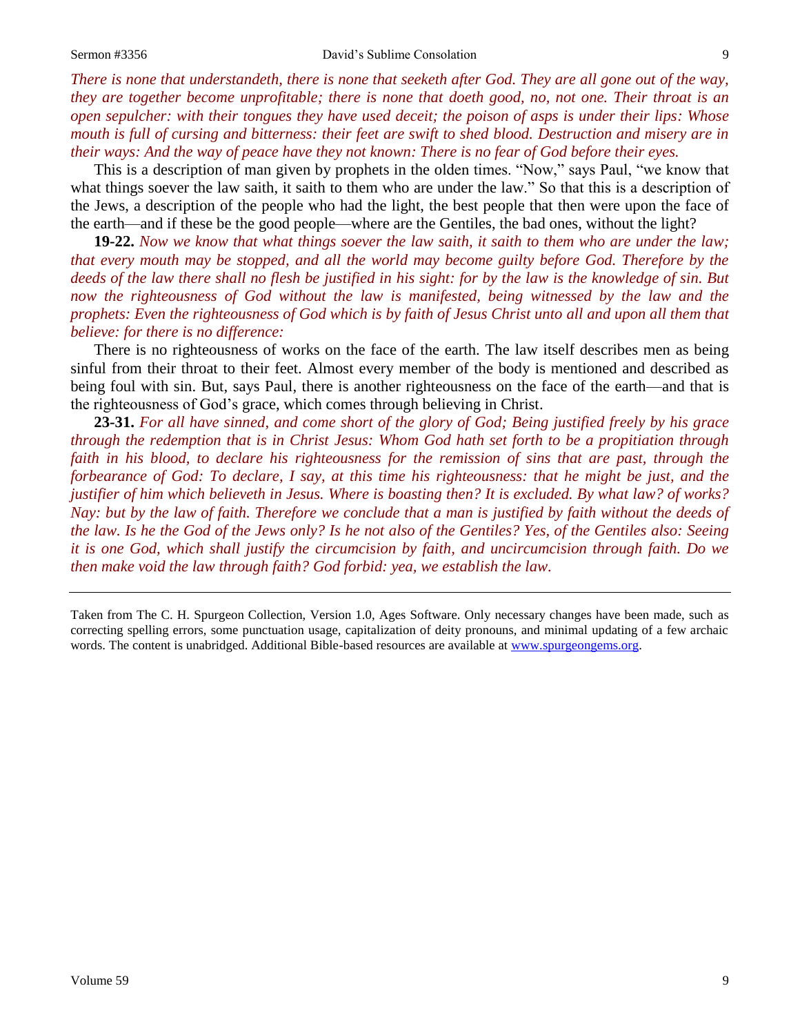*There is none that understandeth, there is none that seeketh after God. They are all gone out of the way, they are together become unprofitable; there is none that doeth good, no, not one. Their throat is an open sepulcher: with their tongues they have used deceit; the poison of asps is under their lips: Whose mouth is full of cursing and bitterness: their feet are swift to shed blood. Destruction and misery are in their ways: And the way of peace have they not known: There is no fear of God before their eyes.*

This is a description of man given by prophets in the olden times. "Now," says Paul, "we know that what things soever the law saith, it saith to them who are under the law." So that this is a description of the Jews, a description of the people who had the light, the best people that then were upon the face of the earth—and if these be the good people—where are the Gentiles, the bad ones, without the light?

**19-22.** *Now we know that what things soever the law saith, it saith to them who are under the law; that every mouth may be stopped, and all the world may become guilty before God. Therefore by the deeds of the law there shall no flesh be justified in his sight: for by the law is the knowledge of sin. But now the righteousness of God without the law is manifested, being witnessed by the law and the prophets: Even the righteousness of God which is by faith of Jesus Christ unto all and upon all them that believe: for there is no difference:*

There is no righteousness of works on the face of the earth. The law itself describes men as being sinful from their throat to their feet. Almost every member of the body is mentioned and described as being foul with sin. But, says Paul, there is another righteousness on the face of the earth—and that is the righteousness of God's grace, which comes through believing in Christ.

**23-31.** *For all have sinned, and come short of the glory of God; Being justified freely by his grace through the redemption that is in Christ Jesus: Whom God hath set forth to be a propitiation through faith in his blood, to declare his righteousness for the remission of sins that are past, through the forbearance of God: To declare, I say, at this time his righteousness: that he might be just, and the justifier of him which believeth in Jesus. Where is boasting then? It is excluded. By what law? of works? Nay: but by the law of faith. Therefore we conclude that a man is justified by faith without the deeds of the law. Is he the God of the Jews only? Is he not also of the Gentiles? Yes, of the Gentiles also: Seeing it is one God, which shall justify the circumcision by faith, and uncircumcision through faith. Do we then make void the law through faith? God forbid: yea, we establish the law.*

---

Taken from The C. H. Spurgeon Collection, Version 1.0, Ages Software. Only necessary changes have been made, such as correcting spelling errors, some punctuation usage, capitalization of deity pronouns, and minimal updating of a few archaic words. The content is unabridged. Additional Bible-based resources are available at [www.spurgeongems.org](www.spurgeongems.org).